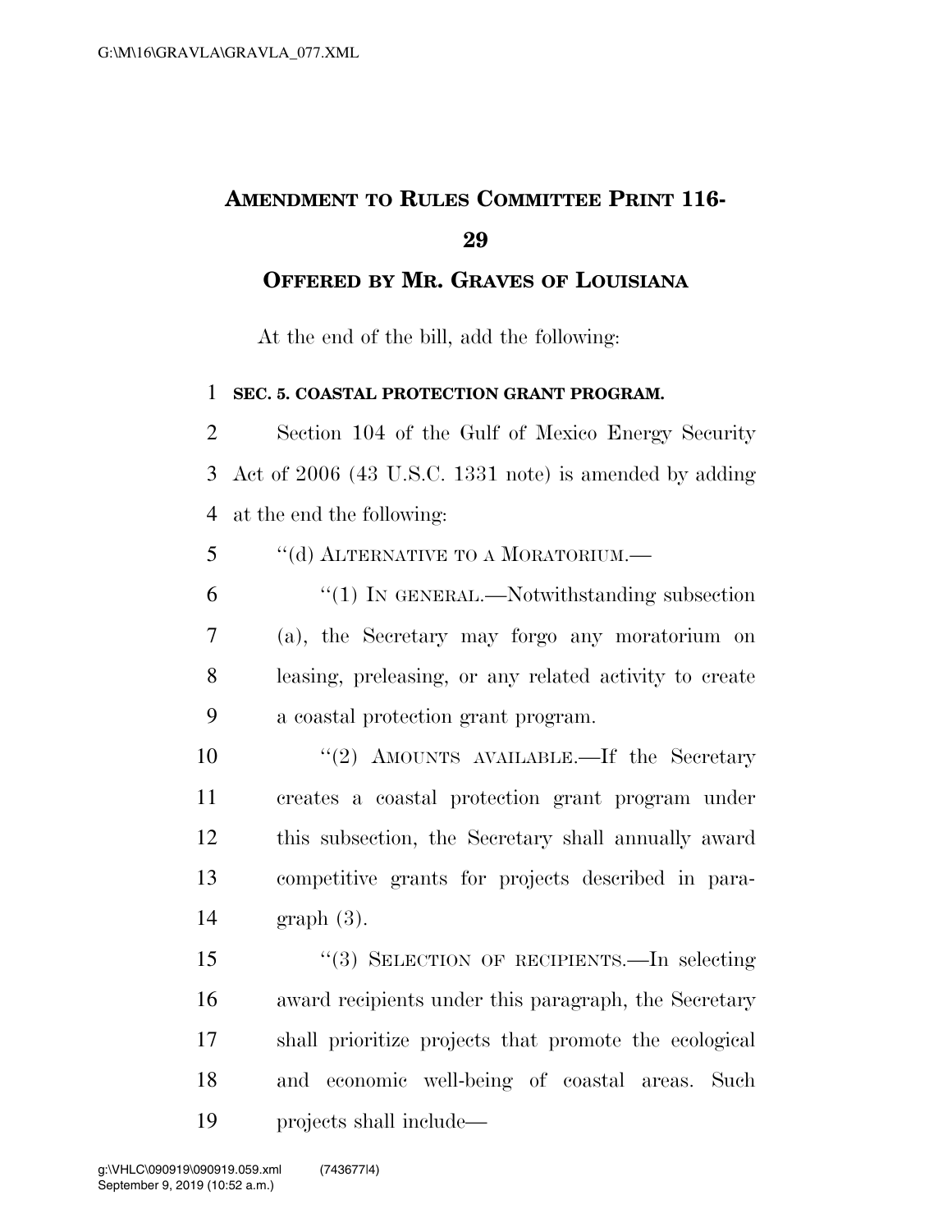**AMENDMENT TO RULES COMMITTEE PRINT 116-29**

**OFFERED BY MR. GRAVES OF LOUISIANA**

At the end of the bill, add the following:

**SEC. 5. COASTAL PROTECTION GRANT PROGRAM.**

Section 104 of the Gulf of Mexico Energy Security Act of 2006 (43 U.S.C. 1331 note) is amended by adding at the end the following:

"(d) ALTERNATIVE TO A MORATORIUM.—

"(1) IN GENERAL.—Notwithstanding subsection (a), the Secretary may forgo any moratorium on leasing, preleasing, or any related activity to create a coastal protection grant program.

"(2) AMOUNTS AVAILABLE.—If the Secretary creates a coastal protection grant program under this subsection, the Secretary shall annually award competitive grants for projects described in paragraph (3).

"(3) SELECTION OF RECIPIENTS.—In selecting award recipients under this paragraph, the Secretary shall prioritize projects that promote the ecological and economic well-being of coastal areas. Such projects shall include—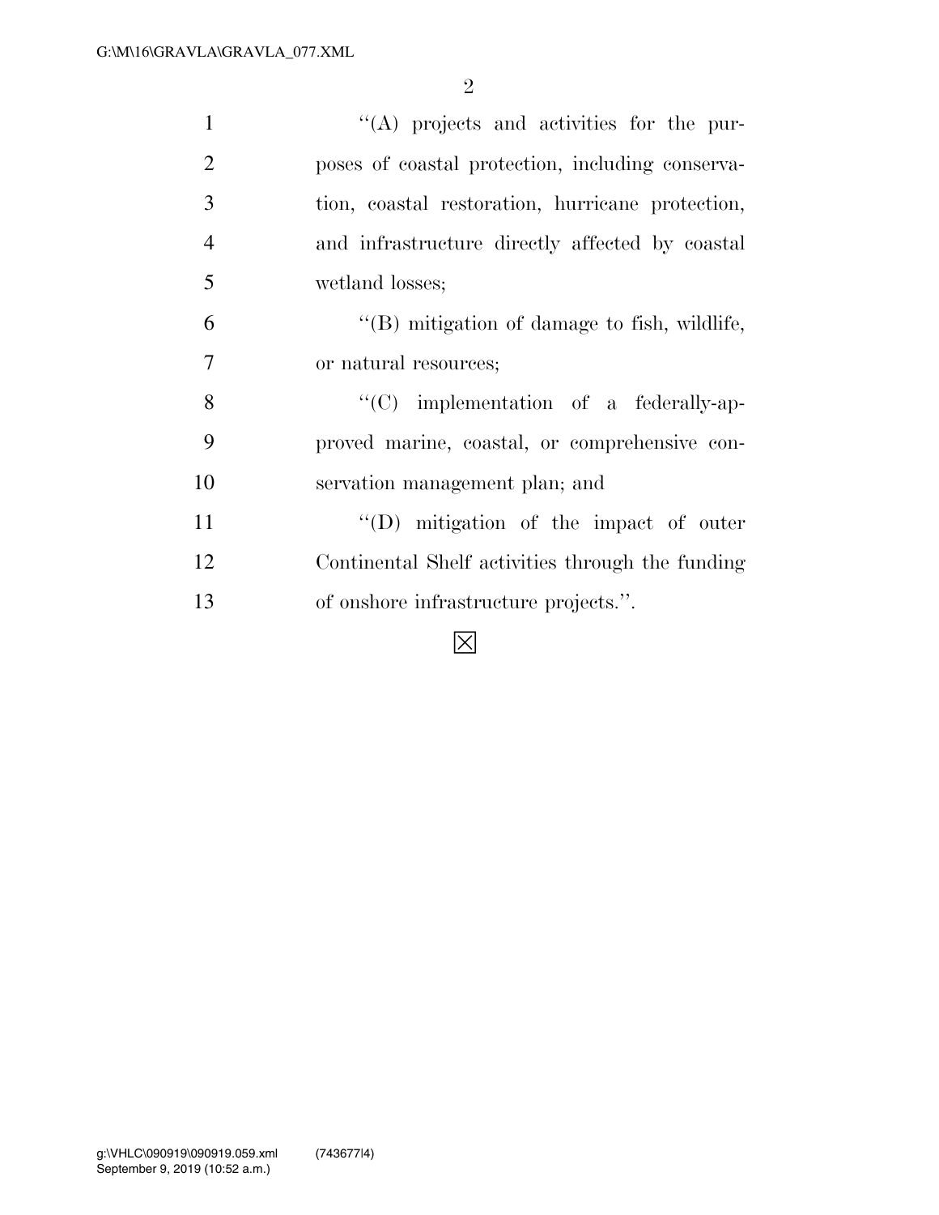''(A) projects and activities for the purposes of coastal protection, including conservation, coastal restoration, hurricane protection, and infrastructure directly affected by coastal wetland losses;

''(B) mitigation of damage to fish, wildlife, or natural resources;

''(C) implementation of a federally-approved marine, coastal, or comprehensive conservation management plan; and

''(D) mitigation of the impact of outer Continental Shelf activities through the funding of onshore infrastructure projects.''.

☒